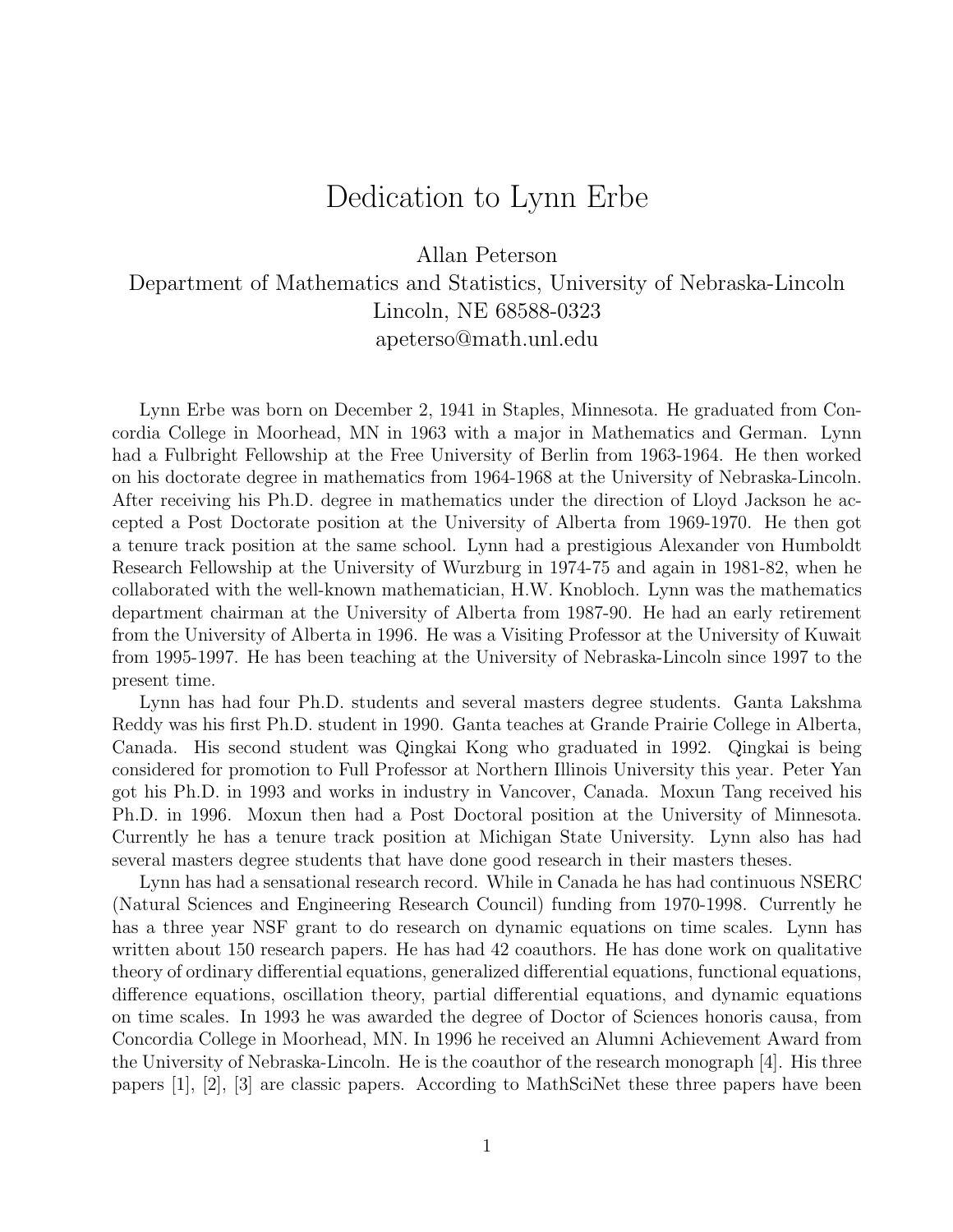# Dedication to Lynn Erbe

Allan Peterson
Department of Mathematics and Statistics, University of Nebraska-Lincoln
Lincoln, NE 68588-0323
apeterso@math.unl.edu

Lynn Erbe was born on December 2, 1941 in Staples, Minnesota. He graduated from Concordia College in Moorhead, MN in 1963 with a major in Mathematics and German. Lynn had a Fulbright Fellowship at the Free University of Berlin from 1963-1964. He then worked on his doctorate degree in mathematics from 1964-1968 at the University of Nebraska-Lincoln. After receiving his Ph.D. degree in mathematics under the direction of Lloyd Jackson he accepted a Post Doctorate position at the University of Alberta from 1969-1970. He then got a tenure track position at the same school. Lynn had a prestigious Alexander von Humboldt Research Fellowship at the University of Wurzburg in 1974-75 and again in 1981-82, when he collaborated with the well-known mathematician, H.W. Knobloch. Lynn was the mathematics department chairman at the University of Alberta from 1987-90. He had an early retirement from the University of Alberta in 1996. He was a Visiting Professor at the University of Kuwait from 1995-1997. He has been teaching at the University of Nebraska-Lincoln since 1997 to the present time.

Lynn has had four Ph.D. students and several masters degree students. Ganta Lakshma Reddy was his first Ph.D. student in 1990. Ganta teaches at Grande Prairie College in Alberta, Canada. His second student was Qingkai Kong who graduated in 1992. Qingkai is being considered for promotion to Full Professor at Northern Illinois University this year. Peter Yan got his Ph.D. in 1993 and works in industry in Vancover, Canada. Moxun Tang received his Ph.D. in 1996. Moxun then had a Post Doctoral position at the University of Minnesota. Currently he has a tenure track position at Michigan State University. Lynn also has had several masters degree students that have done good research in their masters theses.

Lynn has had a sensational research record. While in Canada he has had continuous NSERC (Natural Sciences and Engineering Research Council) funding from 1970-1998. Currently he has a three year NSF grant to do research on dynamic equations on time scales. Lynn has written about 150 research papers. He has had 42 coauthors. He has done work on qualitative theory of ordinary differential equations, generalized differential equations, functional equations, difference equations, oscillation theory, partial differential equations, and dynamic equations on time scales. In 1993 he was awarded the degree of Doctor of Sciences honoris causa, from Concordia College in Moorhead, MN. In 1996 he received an Alumni Achievement Award from the University of Nebraska-Lincoln. He is the coauthor of the research monograph [4]. His three papers [1], [2], [3] are classic papers. According to MathSciNet these three papers have been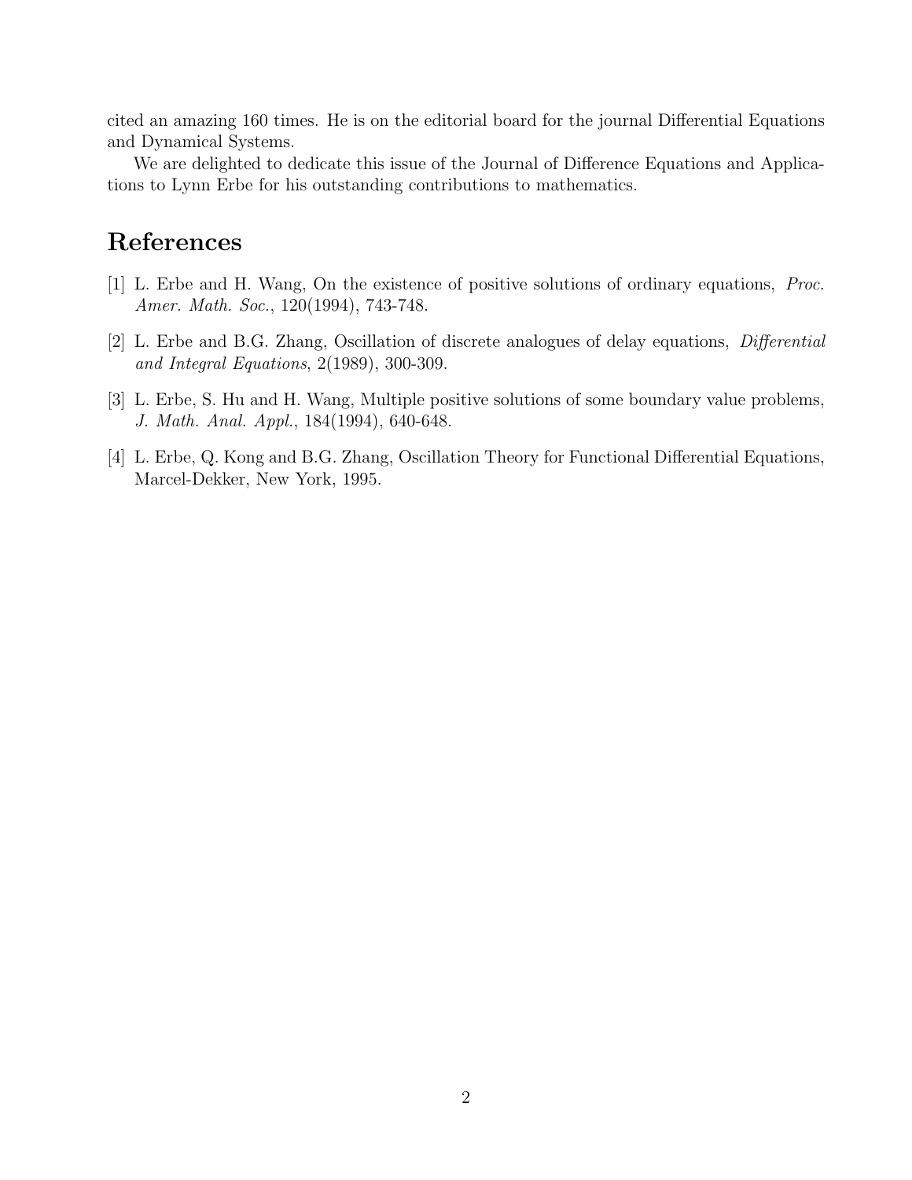cited an amazing 160 times. He is on the editorial board for the journal Differential Equations and Dynamical Systems.

We are delighted to dedicate this issue of the Journal of Difference Equations and Applications to Lynn Erbe for his outstanding contributions to mathematics.

## References

[1] L. Erbe and H. Wang, On the existence of positive solutions of ordinary equations, *Proc. Amer. Math. Soc.*, 120(1994), 743-748.

[2] L. Erbe and B.G. Zhang, Oscillation of discrete analogues of delay equations, *Differential and Integral Equations*, 2(1989), 300-309.

[3] L. Erbe, S. Hu and H. Wang, Multiple positive solutions of some boundary value problems, *J. Math. Anal. Appl.*, 184(1994), 640-648.

[4] L. Erbe, Q. Kong and B.G. Zhang, Oscillation Theory for Functional Differential Equations, Marcel-Dekker, New York, 1995.